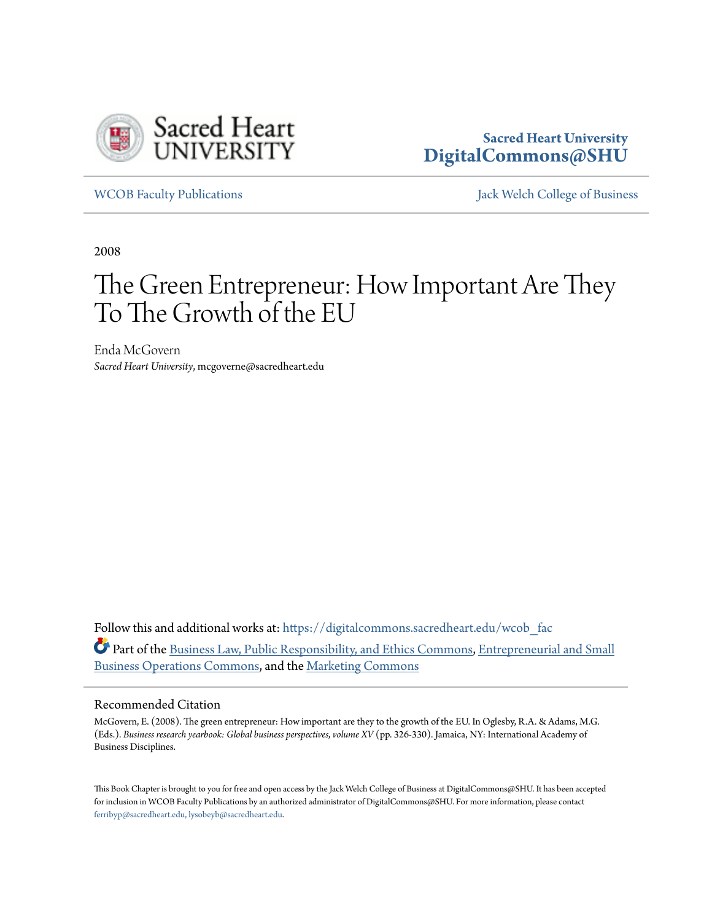Sacred Heart UNIVERSITY

**Sacred Heart University**
**DigitalCommons@SHU**

WCOB Faculty Publications | Jack Welch College of Business

2008

# The Green Entrepreneur: How Important Are They To The Growth of the EU

Enda McGovern
*Sacred Heart University*, mcgoverne@sacredheart.edu

Follow this and additional works at: https://digitalcommons.sacredheart.edu/wcob_fac

Part of the Business Law, Public Responsibility, and Ethics Commons, Entrepreneurial and Small Business Operations Commons, and the Marketing Commons

## Recommended Citation

McGovern, E. (2008). The green entrepreneur: How important are they to the growth of the EU. In Oglesby, R.A. & Adams, M.G. (Eds.). *Business research yearbook: Global business perspectives, volume XV* (pp. 326-330). Jamaica, NY: International Academy of Business Disciplines.

This Book Chapter is brought to you for free and open access by the Jack Welch College of Business at DigitalCommons@SHU. It has been accepted for inclusion in WCOB Faculty Publications by an authorized administrator of DigitalCommons@SHU. For more information, please contact ferribyp@sacredheart.edu, lysobeyb@sacredheart.edu.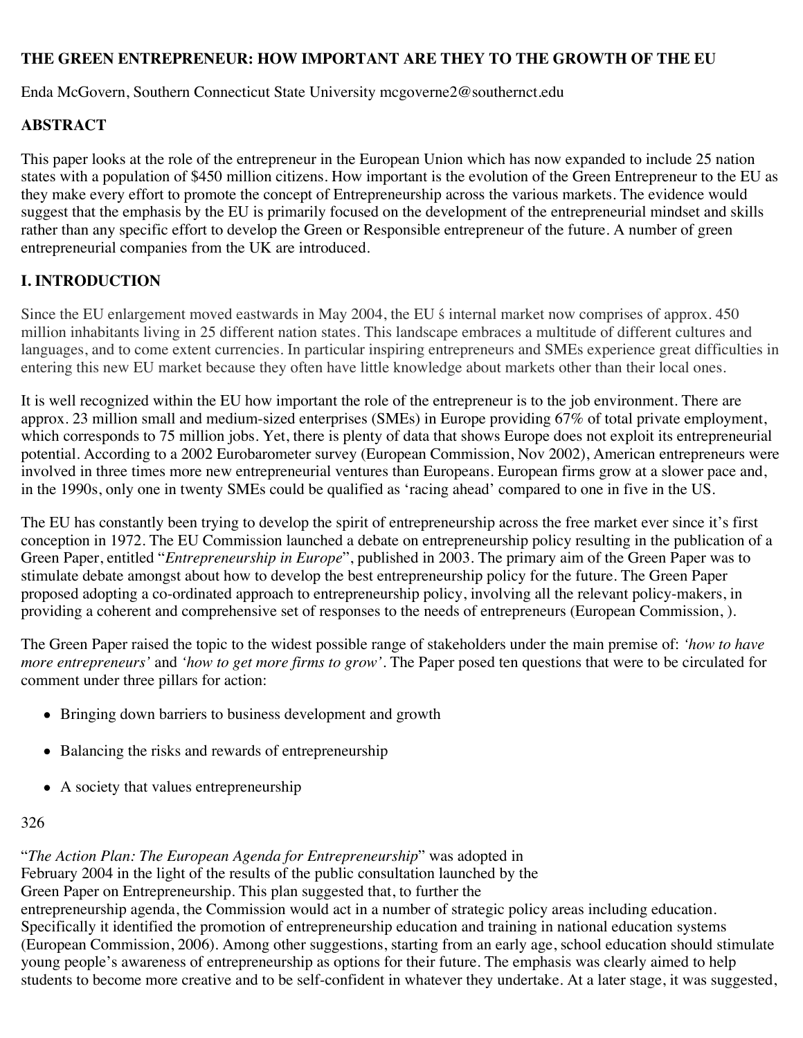**THE GREEN ENTREPRENEUR: HOW IMPORTANT ARE THEY TO THE GROWTH OF THE EU**

Enda McGovern, Southern Connecticut State University mcgoverne2@southernct.edu

## ABSTRACT

This paper looks at the role of the entrepreneur in the European Union which has now expanded to include 25 nation states with a population of $450 million citizens. How important is the evolution of the Green Entrepreneur to the EU as they make every effort to promote the concept of Entrepreneurship across the various markets. The evidence would suggest that the emphasis by the EU is primarily focused on the development of the entrepreneurial mindset and skills rather than any specific effort to develop the Green or Responsible entrepreneur of the future. A number of green entrepreneurial companies from the UK are introduced.

## I. INTRODUCTION

Since the EU enlargement moved eastwards in May 2004, the EU ś internal market now comprises of approx. 450 million inhabitants living in 25 different nation states. This landscape embraces a multitude of different cultures and languages, and to come extent currencies. In particular inspiring entrepreneurs and SMEs experience great difficulties in entering this new EU market because they often have little knowledge about markets other than their local ones.

It is well recognized within the EU how important the role of the entrepreneur is to the job environment. There are approx. 23 million small and medium-sized enterprises (SMEs) in Europe providing 67% of total private employment, which corresponds to 75 million jobs. Yet, there is plenty of data that shows Europe does not exploit its entrepreneurial potential. According to a 2002 Eurobarometer survey (European Commission, Nov 2002), American entrepreneurs were involved in three times more new entrepreneurial ventures than Europeans. European firms grow at a slower pace and, in the 1990s, only one in twenty SMEs could be qualified as 'racing ahead' compared to one in five in the US.

The EU has constantly been trying to develop the spirit of entrepreneurship across the free market ever since it's first conception in 1972. The EU Commission launched a debate on entrepreneurship policy resulting in the publication of a Green Paper, entitled "*Entrepreneurship in Europe*", published in 2003. The primary aim of the Green Paper was to stimulate debate amongst about how to develop the best entrepreneurship policy for the future. The Green Paper proposed adopting a co-ordinated approach to entrepreneurship policy, involving all the relevant policy-makers, in providing a coherent and comprehensive set of responses to the needs of entrepreneurs (European Commission, ).

The Green Paper raised the topic to the widest possible range of stakeholders under the main premise of: *'how to have more entrepreneurs'* and *'how to get more firms to grow'*. The Paper posed ten questions that were to be circulated for comment under three pillars for action:

- Bringing down barriers to business development and growth
- Balancing the risks and rewards of entrepreneurship
- A society that values entrepreneurship

"*The Action Plan: The European Agenda for Entrepreneurship*" was adopted in February 2004 in the light of the results of the public consultation launched by the Green Paper on Entrepreneurship. This plan suggested that, to further the entrepreneurship agenda, the Commission would act in a number of strategic policy areas including education. Specifically it identified the promotion of entrepreneurship education and training in national education systems (European Commission, 2006). Among other suggestions, starting from an early age, school education should stimulate young people's awareness of entrepreneurship as options for their future. The emphasis was clearly aimed to help students to become more creative and to be self-confident in whatever they undertake. At a later stage, it was suggested,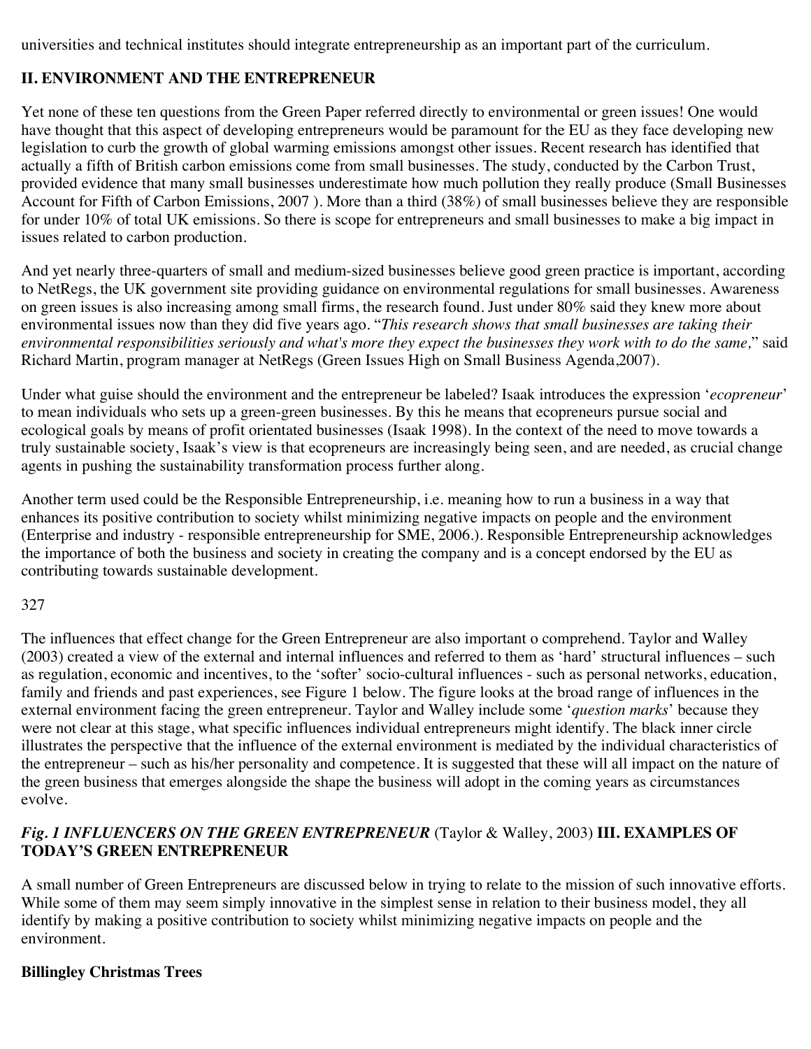universities and technical institutes should integrate entrepreneurship as an important part of the curriculum.

## II. ENVIRONMENT AND THE ENTREPRENEUR

Yet none of these ten questions from the Green Paper referred directly to environmental or green issues! One would have thought that this aspect of developing entrepreneurs would be paramount for the EU as they face developing new legislation to curb the growth of global warming emissions amongst other issues. Recent research has identified that actually a fifth of British carbon emissions come from small businesses. The study, conducted by the Carbon Trust, provided evidence that many small businesses underestimate how much pollution they really produce (Small Businesses Account for Fifth of Carbon Emissions, 2007 ). More than a third (38%) of small businesses believe they are responsible for under 10% of total UK emissions. So there is scope for entrepreneurs and small businesses to make a big impact in issues related to carbon production.

And yet nearly three-quarters of small and medium-sized businesses believe good green practice is important, according to NetRegs, the UK government site providing guidance on environmental regulations for small businesses. Awareness on green issues is also increasing among small firms, the research found. Just under 80% said they knew more about environmental issues now than they did five years ago. "*This research shows that small businesses are taking their environmental responsibilities seriously and what's more they expect the businesses they work with to do the same,*" said Richard Martin, program manager at NetRegs (Green Issues High on Small Business Agenda,2007).

Under what guise should the environment and the entrepreneur be labeled? Isaak introduces the expression '*ecopreneur*' to mean individuals who sets up a green-green businesses. By this he means that ecopreneurs pursue social and ecological goals by means of profit orientated businesses (Isaak 1998). In the context of the need to move towards a truly sustainable society, Isaak's view is that ecopreneurs are increasingly being seen, and are needed, as crucial change agents in pushing the sustainability transformation process further along.

Another term used could be the Responsible Entrepreneurship, i.e. meaning how to run a business in a way that enhances its positive contribution to society whilst minimizing negative impacts on people and the environment (Enterprise and industry - responsible entrepreneurship for SME, 2006.). Responsible Entrepreneurship acknowledges the importance of both the business and society in creating the company and is a concept endorsed by the EU as contributing towards sustainable development.

The influences that effect change for the Green Entrepreneur are also important o comprehend. Taylor and Walley (2003) created a view of the external and internal influences and referred to them as 'hard' structural influences – such as regulation, economic and incentives, to the 'softer' socio-cultural influences - such as personal networks, education, family and friends and past experiences, see Figure 1 below. The figure looks at the broad range of influences in the external environment facing the green entrepreneur. Taylor and Walley include some '*question marks*' because they were not clear at this stage, what specific influences individual entrepreneurs might identify. The black inner circle illustrates the perspective that the influence of the external environment is mediated by the individual characteristics of the entrepreneur – such as his/her personality and competence. It is suggested that these will all impact on the nature of the green business that emerges alongside the shape the business will adopt in the coming years as circumstances evolve.

***Fig. 1 INFLUENCERS ON THE GREEN ENTREPRENEUR*** (Taylor & Walley, 2003)

## III. EXAMPLES OF TODAY'S GREEN ENTREPRENEUR

A small number of Green Entrepreneurs are discussed below in trying to relate to the mission of such innovative efforts. While some of them may seem simply innovative in the simplest sense in relation to their business model, they all identify by making a positive contribution to society whilst minimizing negative impacts on people and the environment.

**Billingley Christmas Trees**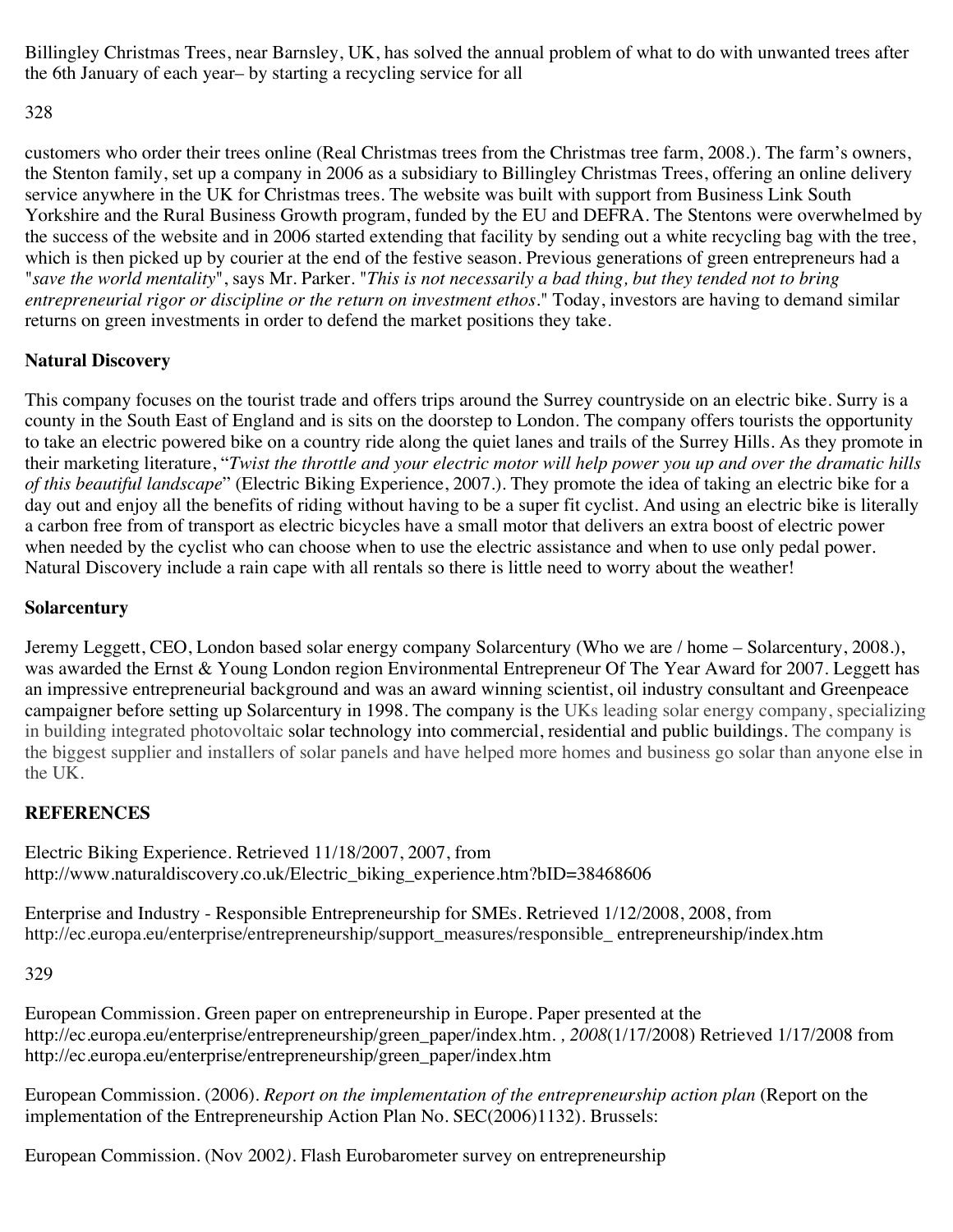Billingley Christmas Trees, near Barnsley, UK, has solved the annual problem of what to do with unwanted trees after the 6th January of each year– by starting a recycling service for all customers who order their trees online (Real Christmas trees from the Christmas tree farm, 2008.). The farm's owners, the Stenton family, set up a company in 2006 as a subsidiary to Billingley Christmas Trees, offering an online delivery service anywhere in the UK for Christmas trees. The website was built with support from Business Link South Yorkshire and the Rural Business Growth program, funded by the EU and DEFRA. The Stentons were overwhelmed by the success of the website and in 2006 started extending that facility by sending out a white recycling bag with the tree, which is then picked up by courier at the end of the festive season. Previous generations of green entrepreneurs had a "*save the world mentality*", says Mr. Parker. "*This is not necessarily a bad thing, but they tended not to bring entrepreneurial rigor or discipline or the return on investment ethos*." Today, investors are having to demand similar returns on green investments in order to defend the market positions they take.

**Natural Discovery**

This company focuses on the tourist trade and offers trips around the Surrey countryside on an electric bike. Surry is a county in the South East of England and is sits on the doorstep to London. The company offers tourists the opportunity to take an electric powered bike on a country ride along the quiet lanes and trails of the Surrey Hills. As they promote in their marketing literature, "*Twist the throttle and your electric motor will help power you up and over the dramatic hills of this beautiful landscape*" (Electric Biking Experience, 2007.). They promote the idea of taking an electric bike for a day out and enjoy all the benefits of riding without having to be a super fit cyclist. And using an electric bike is literally a carbon free from of transport as electric bicycles have a small motor that delivers an extra boost of electric power when needed by the cyclist who can choose when to use the electric assistance and when to use only pedal power. Natural Discovery include a rain cape with all rentals so there is little need to worry about the weather!

**Solarcentury**

Jeremy Leggett, CEO, London based solar energy company Solarcentury (Who we are / home – Solarcentury, 2008.), was awarded the Ernst & Young London region Environmental Entrepreneur Of The Year Award for 2007. Leggett has an impressive entrepreneurial background and was an award winning scientist, oil industry consultant and Greenpeace campaigner before setting up Solarcentury in 1998. The company is the UKs leading solar energy company, specializing in building integrated photovoltaic solar technology into commercial, residential and public buildings. The company is the biggest supplier and installers of solar panels and have helped more homes and business go solar than anyone else in the UK.

**REFERENCES**

Electric Biking Experience. Retrieved 11/18/2007, 2007, from http://www.naturaldiscovery.co.uk/Electric_biking_experience.htm?bID=38468606

Enterprise and Industry - Responsible Entrepreneurship for SMEs. Retrieved 1/12/2008, 2008, from http://ec.europa.eu/enterprise/entrepreneurship/support_measures/responsible_ entrepreneurship/index.htm

European Commission. Green paper on entrepreneurship in Europe. Paper presented at the http://ec.europa.eu/enterprise/entrepreneurship/green_paper/index.htm. *, 2008*(1/17/2008) Retrieved 1/17/2008 from http://ec.europa.eu/enterprise/entrepreneurship/green_paper/index.htm

European Commission. (2006). *Report on the implementation of the entrepreneurship action plan* (Report on the implementation of the Entrepreneurship Action Plan No. SEC(2006)1132). Brussels:

European Commission. (Nov 2002*)*. Flash Eurobarometer survey on entrepreneurship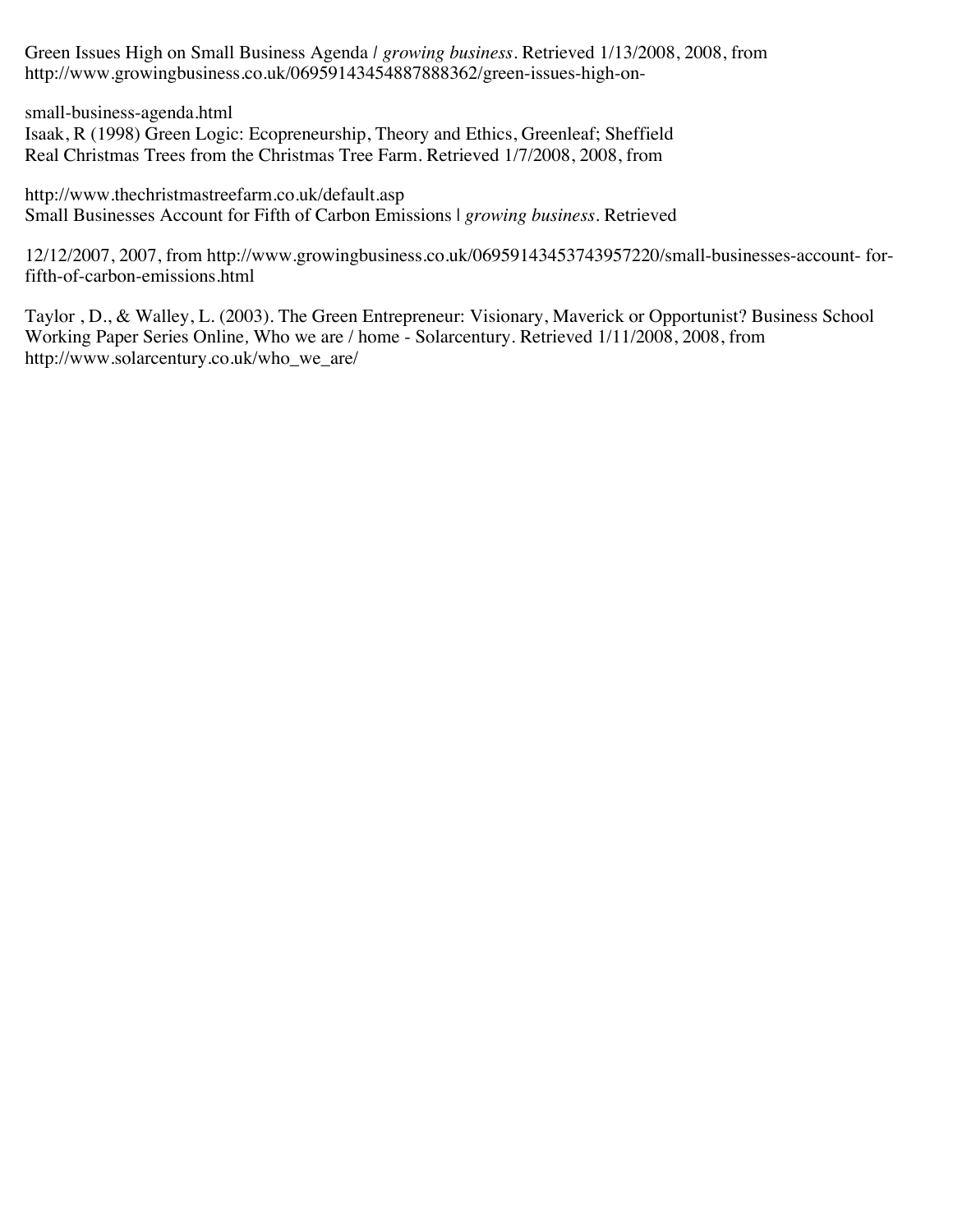Green Issues High on Small Business Agenda | *growing business*. Retrieved 1/13/2008, 2008, from http://www.growingbusiness.co.uk/06959143454887888362/green-issues-high-on-

small-business-agenda.html

Isaak, R (1998) Green Logic: Ecopreneurship, Theory and Ethics, Greenleaf; Sheffield

Real Christmas Trees from the Christmas Tree Farm. Retrieved 1/7/2008, 2008, from

http://www.thechristmastreefarm.co.uk/default.asp

Small Businesses Account for Fifth of Carbon Emissions | *growing business*. Retrieved

12/12/2007, 2007, from http://www.growingbusiness.co.uk/06959143453743957220/small-businesses-account- for-fifth-of-carbon-emissions.html

Taylor , D., & Walley, L. (2003). The Green Entrepreneur: Visionary, Maverick or Opportunist? Business School Working Paper Series Online, Who we are / home - Solarcentury. Retrieved 1/11/2008, 2008, from http://www.solarcentury.co.uk/who_we_are/